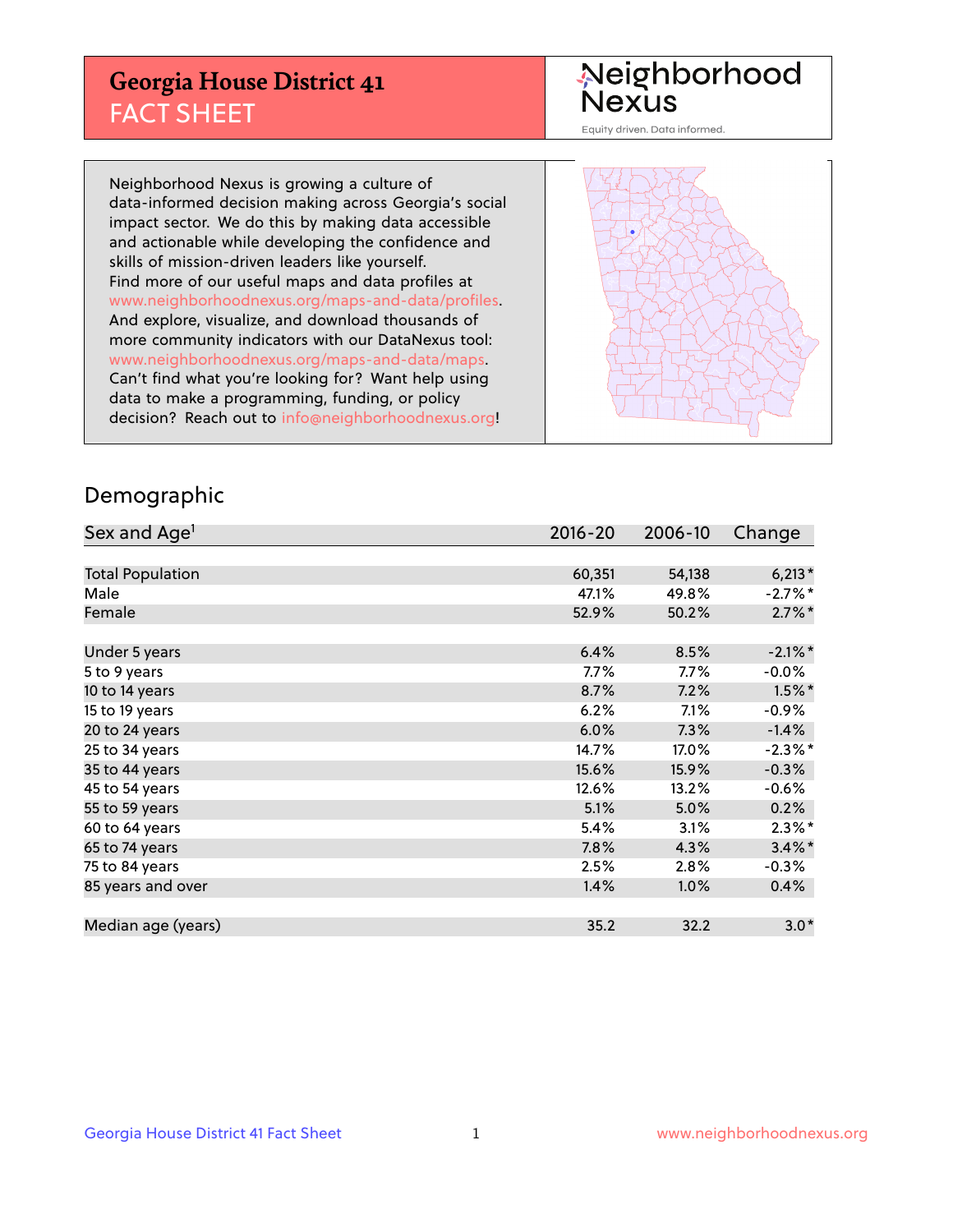# Georgia House District 41
## FACT SHEET

Neighborhood Nexus

Equity driven. Data informed.

Neighborhood Nexus is growing a culture of data-informed decision making across Georgia's social impact sector. We do this by making data accessible and actionable while developing the confidence and skills of mission-driven leaders like yourself. Find more of our useful maps and data profiles at www.neighborhoodnexus.org/maps-and-data/profiles. And explore, visualize, and download thousands of more community indicators with our DataNexus tool: www.neighborhoodnexus.org/maps-and-data/maps. Can't find what you're looking for? Want help using data to make a programming, funding, or policy decision? Reach out to info@neighborhoodnexus.org!

## Demographic

| Sex and Age[1] | 2016-20 | 2006-10 | Change |
|---|---|---|---|
| Total Population | 60,351 | 54,138 | 6,213* |
| Male | 47.1% | 49.8% | -2.7%* |
| Female | 52.9% | 50.2% | 2.7%* |
| | | | |
| Under 5 years | 6.4% | 8.5% | -2.1%* |
| 5 to 9 years | 7.7% | 7.7% | -0.0% |
| 10 to 14 years | 8.7% | 7.2% | 1.5%* |
| 15 to 19 years | 6.2% | 7.1% | -0.9% |
| 20 to 24 years | 6.0% | 7.3% | -1.4% |
| 25 to 34 years | 14.7% | 17.0% | -2.3%* |
| 35 to 44 years | 15.6% | 15.9% | -0.3% |
| 45 to 54 years | 12.6% | 13.2% | -0.6% |
| 55 to 59 years | 5.1% | 5.0% | 0.2% |
| 60 to 64 years | 5.4% | 3.1% | 2.3%* |
| 65 to 74 years | 7.8% | 4.3% | 3.4%* |
| 75 to 84 years | 2.5% | 2.8% | -0.3% |
| 85 years and over | 1.4% | 1.0% | 0.4% |
| | | | |
| Median age (years) | 35.2 | 32.2 | 3.0* |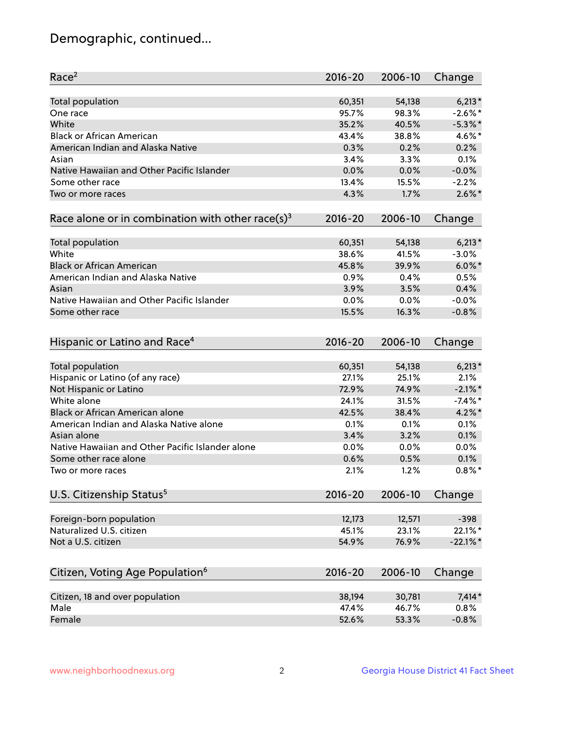# Demographic, continued...

| Race[2] | 2016-20 | 2006-10 | Change |
|---|---|---|---|
| Total population | 60,351 | 54,138 | 6,213* |
| One race | 95.7% | 98.3% | -2.6%* |
| White | 35.2% | 40.5% | -5.3%* |
| Black or African American | 43.4% | 38.8% | 4.6%* |
| American Indian and Alaska Native | 0.3% | 0.2% | 0.2% |
| Asian | 3.4% | 3.3% | 0.1% |
| Native Hawaiian and Other Pacific Islander | 0.0% | 0.0% | -0.0% |
| Some other race | 13.4% | 15.5% | -2.2% |
| Two or more races | 4.3% | 1.7% | 2.6%* |

| Race alone or in combination with other race(s)[3] | 2016-20 | 2006-10 | Change |
|---|---|---|---|
| Total population | 60,351 | 54,138 | 6,213* |
| White | 38.6% | 41.5% | -3.0% |
| Black or African American | 45.8% | 39.9% | 6.0%* |
| American Indian and Alaska Native | 0.9% | 0.4% | 0.5% |
| Asian | 3.9% | 3.5% | 0.4% |
| Native Hawaiian and Other Pacific Islander | 0.0% | 0.0% | -0.0% |
| Some other race | 15.5% | 16.3% | -0.8% |

| Hispanic or Latino and Race[4] | 2016-20 | 2006-10 | Change |
|---|---|---|---|
| Total population | 60,351 | 54,138 | 6,213* |
| Hispanic or Latino (of any race) | 27.1% | 25.1% | 2.1% |
| Not Hispanic or Latino | 72.9% | 74.9% | -2.1%* |
| White alone | 24.1% | 31.5% | -7.4%* |
| Black or African American alone | 42.5% | 38.4% | 4.2%* |
| American Indian and Alaska Native alone | 0.1% | 0.1% | 0.1% |
| Asian alone | 3.4% | 3.2% | 0.1% |
| Native Hawaiian and Other Pacific Islander alone | 0.0% | 0.0% | 0.0% |
| Some other race alone | 0.6% | 0.5% | 0.1% |
| Two or more races | 2.1% | 1.2% | 0.8%* |

| U.S. Citizenship Status[5] | 2016-20 | 2006-10 | Change |
|---|---|---|---|
| Foreign-born population | 12,173 | 12,571 | -398 |
| Naturalized U.S. citizen | 45.1% | 23.1% | 22.1%* |
| Not a U.S. citizen | 54.9% | 76.9% | -22.1%* |

| Citizen, Voting Age Population[6] | 2016-20 | 2006-10 | Change |
|---|---|---|---|
| Citizen, 18 and over population | 38,194 | 30,781 | 7,414* |
| Male | 47.4% | 46.7% | 0.8% |
| Female | 52.6% | 53.3% | -0.8% |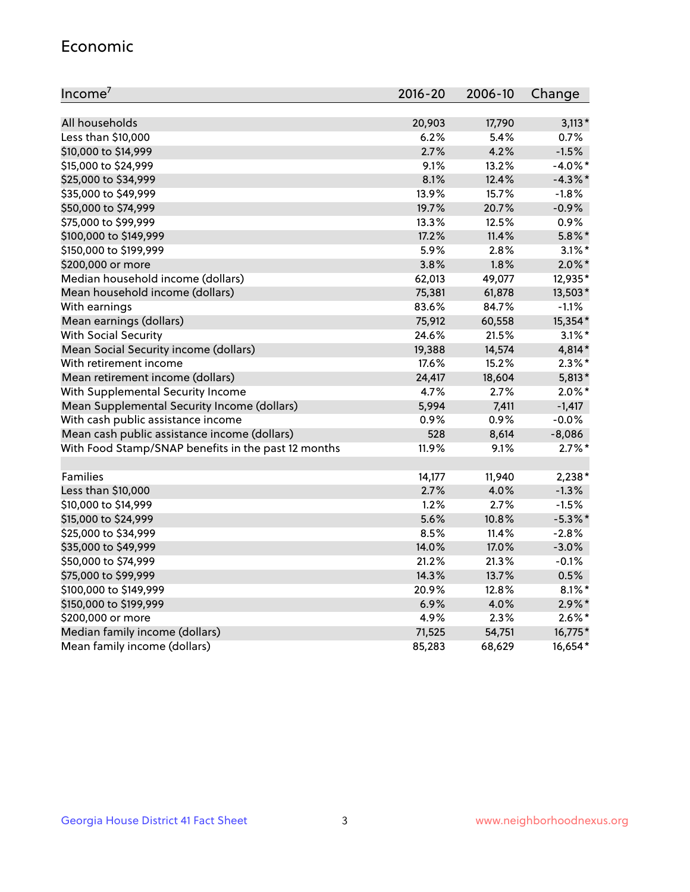## Economic

| Income[7] | 2016-20 | 2006-10 | Change |
|---|---|---|---|
| All households | 20,903 | 17,790 | 3,113* |
| Less than $10,000 | 6.2% | 5.4% | 0.7% |
| $10,000 to $14,999 | 2.7% | 4.2% | -1.5% |
| $15,000 to $24,999 | 9.1% | 13.2% | -4.0%* |
| $25,000 to $34,999 | 8.1% | 12.4% | -4.3%* |
| $35,000 to $49,999 | 13.9% | 15.7% | -1.8% |
| $50,000 to $74,999 | 19.7% | 20.7% | -0.9% |
| $75,000 to $99,999 | 13.3% | 12.5% | 0.9% |
| $100,000 to $149,999 | 17.2% | 11.4% | 5.8%* |
| $150,000 to $199,999 | 5.9% | 2.8% | 3.1%* |
| $200,000 or more | 3.8% | 1.8% | 2.0%* |
| Median household income (dollars) | 62,013 | 49,077 | 12,935* |
| Mean household income (dollars) | 75,381 | 61,878 | 13,503* |
| With earnings | 83.6% | 84.7% | -1.1% |
| Mean earnings (dollars) | 75,912 | 60,558 | 15,354* |
| With Social Security | 24.6% | 21.5% | 3.1%* |
| Mean Social Security income (dollars) | 19,388 | 14,574 | 4,814* |
| With retirement income | 17.6% | 15.2% | 2.3%* |
| Mean retirement income (dollars) | 24,417 | 18,604 | 5,813* |
| With Supplemental Security Income | 4.7% | 2.7% | 2.0%* |
| Mean Supplemental Security Income (dollars) | 5,994 | 7,411 | -1,417 |
| With cash public assistance income | 0.9% | 0.9% | -0.0% |
| Mean cash public assistance income (dollars) | 528 | 8,614 | -8,086 |
| With Food Stamp/SNAP benefits in the past 12 months | 11.9% | 9.1% | 2.7%* |
| | | | |
| Families | 14,177 | 11,940 | 2,238* |
| Less than $10,000 | 2.7% | 4.0% | -1.3% |
| $10,000 to $14,999 | 1.2% | 2.7% | -1.5% |
| $15,000 to $24,999 | 5.6% | 10.8% | -5.3%* |
| $25,000 to $34,999 | 8.5% | 11.4% | -2.8% |
| $35,000 to $49,999 | 14.0% | 17.0% | -3.0% |
| $50,000 to $74,999 | 21.2% | 21.3% | -0.1% |
| $75,000 to $99,999 | 14.3% | 13.7% | 0.5% |
| $100,000 to $149,999 | 20.9% | 12.8% | 8.1%* |
| $150,000 to $199,999 | 6.9% | 4.0% | 2.9%* |
| $200,000 or more | 4.9% | 2.3% | 2.6%* |
| Median family income (dollars) | 71,525 | 54,751 | 16,775* |
| Mean family income (dollars) | 85,283 | 68,629 | 16,654* |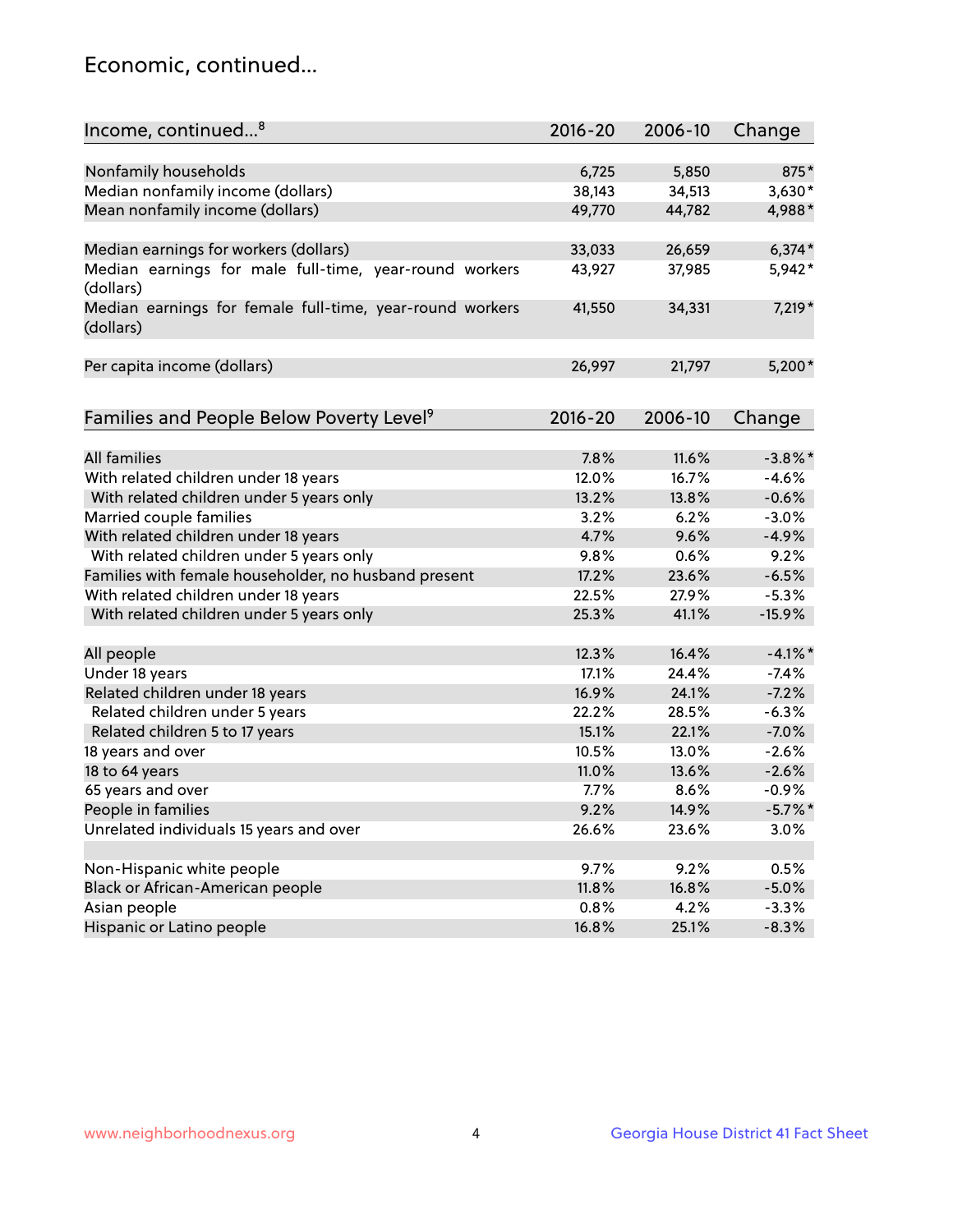# Economic, continued...

| Income, continued...[8] | 2016-20 | 2006-10 | Change |
|---|---|---|---|
| Nonfamily households | 6,725 | 5,850 | 875* |
| Median nonfamily income (dollars) | 38,143 | 34,513 | 3,630* |
| Mean nonfamily income (dollars) | 49,770 | 44,782 | 4,988* |
| Median earnings for workers (dollars) | 33,033 | 26,659 | 6,374* |
| Median earnings for male full-time, year-round workers (dollars) | 43,927 | 37,985 | 5,942* |
| Median earnings for female full-time, year-round workers (dollars) | 41,550 | 34,331 | 7,219* |
| Per capita income (dollars) | 26,997 | 21,797 | 5,200* |

| Families and People Below Poverty Level[9] | 2016-20 | 2006-10 | Change |
|---|---|---|---|
| All families | 7.8% | 11.6% | -3.8%* |
| With related children under 18 years | 12.0% | 16.7% | -4.6% |
| With related children under 5 years only | 13.2% | 13.8% | -0.6% |
| Married couple families | 3.2% | 6.2% | -3.0% |
| With related children under 18 years | 4.7% | 9.6% | -4.9% |
| With related children under 5 years only | 9.8% | 0.6% | 9.2% |
| Families with female householder, no husband present | 17.2% | 23.6% | -6.5% |
| With related children under 18 years | 22.5% | 27.9% | -5.3% |
| With related children under 5 years only | 25.3% | 41.1% | -15.9% |
| All people | 12.3% | 16.4% | -4.1%* |
| Under 18 years | 17.1% | 24.4% | -7.4% |
| Related children under 18 years | 16.9% | 24.1% | -7.2% |
| Related children under 5 years | 22.2% | 28.5% | -6.3% |
| Related children 5 to 17 years | 15.1% | 22.1% | -7.0% |
| 18 years and over | 10.5% | 13.0% | -2.6% |
| 18 to 64 years | 11.0% | 13.6% | -2.6% |
| 65 years and over | 7.7% | 8.6% | -0.9% |
| People in families | 9.2% | 14.9% | -5.7%* |
| Unrelated individuals 15 years and over | 26.6% | 23.6% | 3.0% |
| Non-Hispanic white people | 9.7% | 9.2% | 0.5% |
| Black or African-American people | 11.8% | 16.8% | -5.0% |
| Asian people | 0.8% | 4.2% | -3.3% |
| Hispanic or Latino people | 16.8% | 25.1% | -8.3% |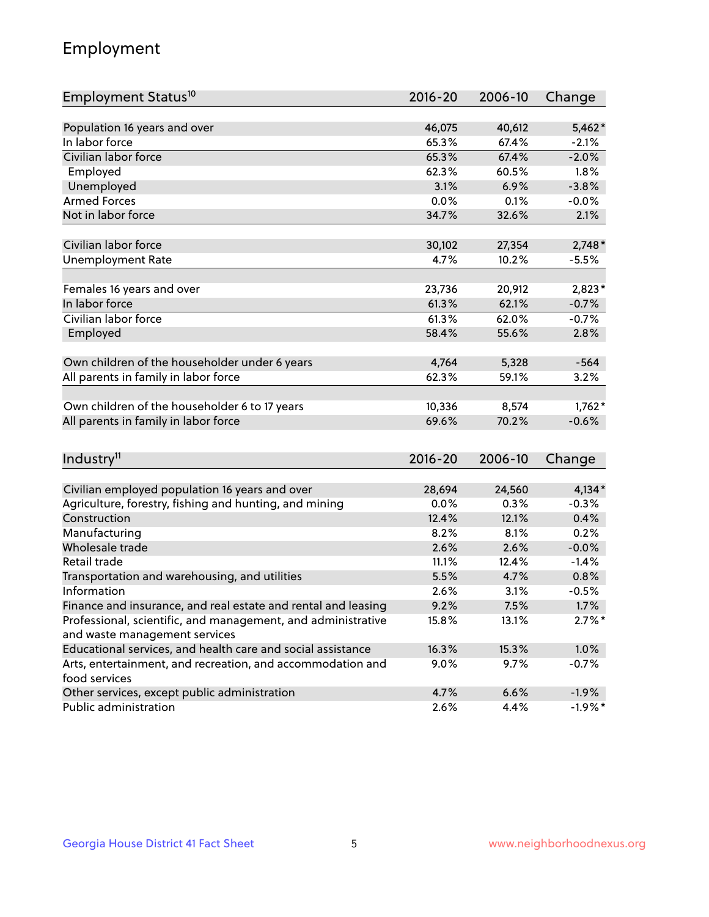# Employment

| Employment Status[10] | 2016-20 | 2006-10 | Change |
|---|---|---|---|
| Population 16 years and over | 46,075 | 40,612 | 5,462* |
| In labor force | 65.3% | 67.4% | -2.1% |
| Civilian labor force | 65.3% | 67.4% | -2.0% |
| Employed | 62.3% | 60.5% | 1.8% |
| Unemployed | 3.1% | 6.9% | -3.8% |
| Armed Forces | 0.0% | 0.1% | -0.0% |
| Not in labor force | 34.7% | 32.6% | 2.1% |
| | | | |
| Civilian labor force | 30,102 | 27,354 | 2,748* |
| Unemployment Rate | 4.7% | 10.2% | -5.5% |
| | | | |
| Females 16 years and over | 23,736 | 20,912 | 2,823* |
| In labor force | 61.3% | 62.1% | -0.7% |
| Civilian labor force | 61.3% | 62.0% | -0.7% |
| Employed | 58.4% | 55.6% | 2.8% |
| | | | |
| Own children of the householder under 6 years | 4,764 | 5,328 | -564 |
| All parents in family in labor force | 62.3% | 59.1% | 3.2% |
| | | | |
| Own children of the householder 6 to 17 years | 10,336 | 8,574 | 1,762* |
| All parents in family in labor force | 69.6% | 70.2% | -0.6% |

| Industry[11] | 2016-20 | 2006-10 | Change |
|---|---|---|---|
| Civilian employed population 16 years and over | 28,694 | 24,560 | 4,134* |
| Agriculture, forestry, fishing and hunting, and mining | 0.0% | 0.3% | -0.3% |
| Construction | 12.4% | 12.1% | 0.4% |
| Manufacturing | 8.2% | 8.1% | 0.2% |
| Wholesale trade | 2.6% | 2.6% | -0.0% |
| Retail trade | 11.1% | 12.4% | -1.4% |
| Transportation and warehousing, and utilities | 5.5% | 4.7% | 0.8% |
| Information | 2.6% | 3.1% | -0.5% |
| Finance and insurance, and real estate and rental and leasing | 9.2% | 7.5% | 1.7% |
| Professional, scientific, and management, and administrative and waste management services | 15.8% | 13.1% | 2.7%* |
| Educational services, and health care and social assistance | 16.3% | 15.3% | 1.0% |
| Arts, entertainment, and recreation, and accommodation and food services | 9.0% | 9.7% | -0.7% |
| Other services, except public administration | 4.7% | 6.6% | -1.9% |
| Public administration | 2.6% | 4.4% | -1.9%* |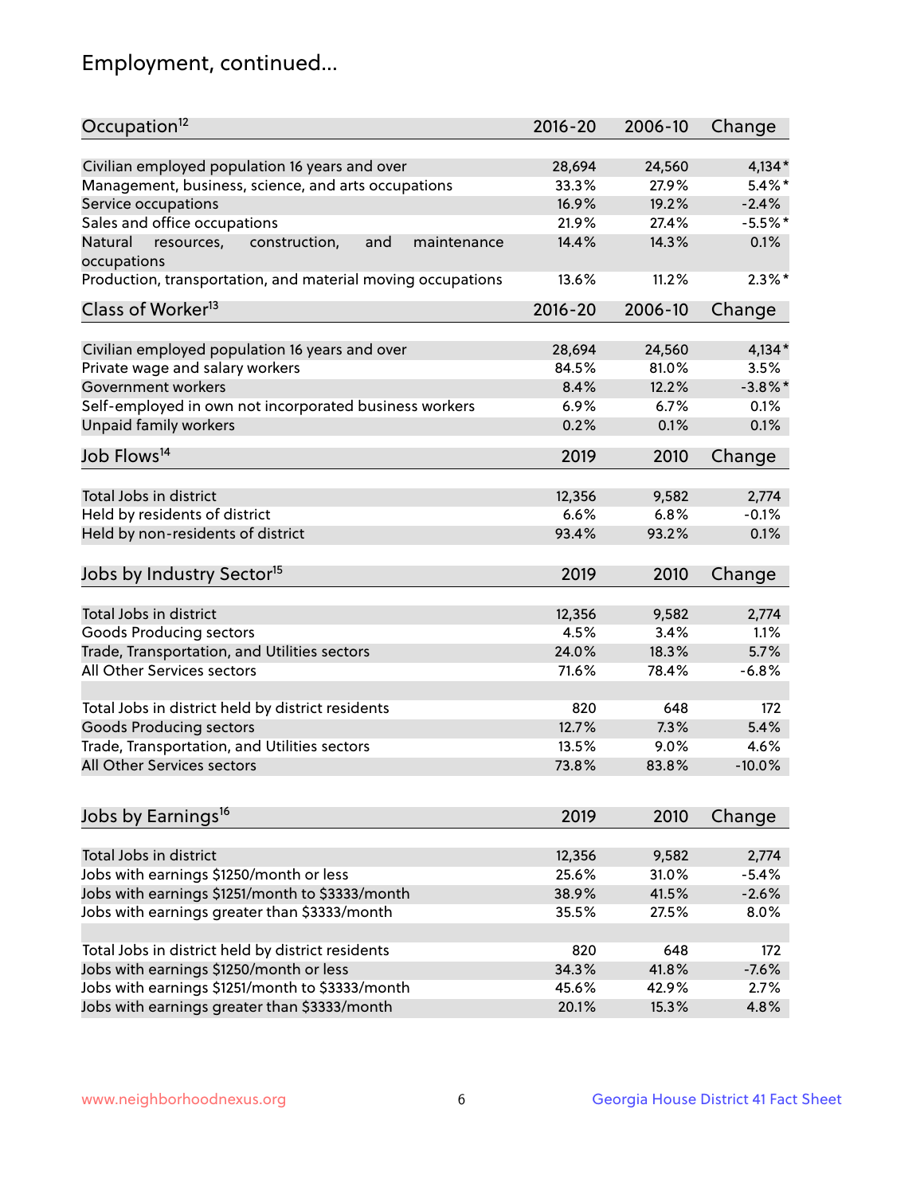# Employment, continued...

| Occupation[12] | 2016-20 | 2006-10 | Change |
|---|---|---|---|
| Civilian employed population 16 years and over | 28,694 | 24,560 | 4,134* |
| Management, business, science, and arts occupations | 33.3% | 27.9% | 5.4%* |
| Service occupations | 16.9% | 19.2% | -2.4% |
| Sales and office occupations | 21.9% | 27.4% | -5.5%* |
| Natural resources, construction, and maintenance occupations | 14.4% | 14.3% | 0.1% |
| Production, transportation, and material moving occupations | 13.6% | 11.2% | 2.3%* |

| Class of Worker[13] | 2016-20 | 2006-10 | Change |
|---|---|---|---|
| Civilian employed population 16 years and over | 28,694 | 24,560 | 4,134* |
| Private wage and salary workers | 84.5% | 81.0% | 3.5% |
| Government workers | 8.4% | 12.2% | -3.8%* |
| Self-employed in own not incorporated business workers | 6.9% | 6.7% | 0.1% |
| Unpaid family workers | 0.2% | 0.1% | 0.1% |

| Job Flows[14] | 2019 | 2010 | Change |
|---|---|---|---|
| Total Jobs in district | 12,356 | 9,582 | 2,774 |
| Held by residents of district | 6.6% | 6.8% | -0.1% |
| Held by non-residents of district | 93.4% | 93.2% | 0.1% |

| Jobs by Industry Sector[15] | 2019 | 2010 | Change |
|---|---|---|---|
| Total Jobs in district | 12,356 | 9,582 | 2,774 |
| Goods Producing sectors | 4.5% | 3.4% | 1.1% |
| Trade, Transportation, and Utilities sectors | 24.0% | 18.3% | 5.7% |
| All Other Services sectors | 71.6% | 78.4% | -6.8% |
| | | | |
| Total Jobs in district held by district residents | 820 | 648 | 172 |
| Goods Producing sectors | 12.7% | 7.3% | 5.4% |
| Trade, Transportation, and Utilities sectors | 13.5% | 9.0% | 4.6% |
| All Other Services sectors | 73.8% | 83.8% | -10.0% |

| Jobs by Earnings[16] | 2019 | 2010 | Change |
|---|---|---|---|
| Total Jobs in district | 12,356 | 9,582 | 2,774 |
| Jobs with earnings $1250/month or less | 25.6% | 31.0% | -5.4% |
| Jobs with earnings $1251/month to $3333/month | 38.9% | 41.5% | -2.6% |
| Jobs with earnings greater than $3333/month | 35.5% | 27.5% | 8.0% |
| | | | |
| Total Jobs in district held by district residents | 820 | 648 | 172 |
| Jobs with earnings $1250/month or less | 34.3% | 41.8% | -7.6% |
| Jobs with earnings $1251/month to $3333/month | 45.6% | 42.9% | 2.7% |
| Jobs with earnings greater than $3333/month | 20.1% | 15.3% | 4.8% |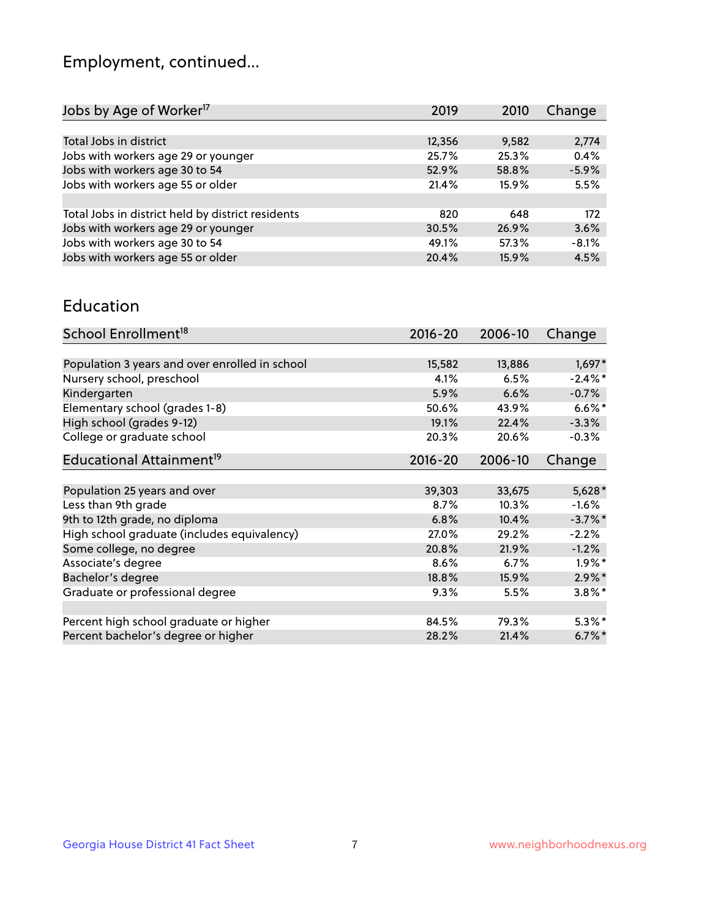## Employment, continued...

| Jobs by Age of Worker[17] | 2019 | 2010 | Change |
|---|---|---|---|
| Total Jobs in district | 12,356 | 9,582 | 2,774 |
| Jobs with workers age 29 or younger | 25.7% | 25.3% | 0.4% |
| Jobs with workers age 30 to 54 | 52.9% | 58.8% | -5.9% |
| Jobs with workers age 55 or older | 21.4% | 15.9% | 5.5% |
| | | | |
| Total Jobs in district held by district residents | 820 | 648 | 172 |
| Jobs with workers age 29 or younger | 30.5% | 26.9% | 3.6% |
| Jobs with workers age 30 to 54 | 49.1% | 57.3% | -8.1% |
| Jobs with workers age 55 or older | 20.4% | 15.9% | 4.5% |

## Education

| School Enrollment[18] | 2016-20 | 2006-10 | Change |
|---|---|---|---|
| Population 3 years and over enrolled in school | 15,582 | 13,886 | 1,697* |
| Nursery school, preschool | 4.1% | 6.5% | -2.4%* |
| Kindergarten | 5.9% | 6.6% | -0.7% |
| Elementary school (grades 1-8) | 50.6% | 43.9% | 6.6%* |
| High school (grades 9-12) | 19.1% | 22.4% | -3.3% |
| College or graduate school | 20.3% | 20.6% | -0.3% |

| Educational Attainment[19] | 2016-20 | 2006-10 | Change |
|---|---|---|---|
| Population 25 years and over | 39,303 | 33,675 | 5,628* |
| Less than 9th grade | 8.7% | 10.3% | -1.6% |
| 9th to 12th grade, no diploma | 6.8% | 10.4% | -3.7%* |
| High school graduate (includes equivalency) | 27.0% | 29.2% | -2.2% |
| Some college, no degree | 20.8% | 21.9% | -1.2% |
| Associate's degree | 8.6% | 6.7% | 1.9%* |
| Bachelor's degree | 18.8% | 15.9% | 2.9%* |
| Graduate or professional degree | 9.3% | 5.5% | 3.8%* |
| | | | |
| Percent high school graduate or higher | 84.5% | 79.3% | 5.3%* |
| Percent bachelor's degree or higher | 28.2% | 21.4% | 6.7%* |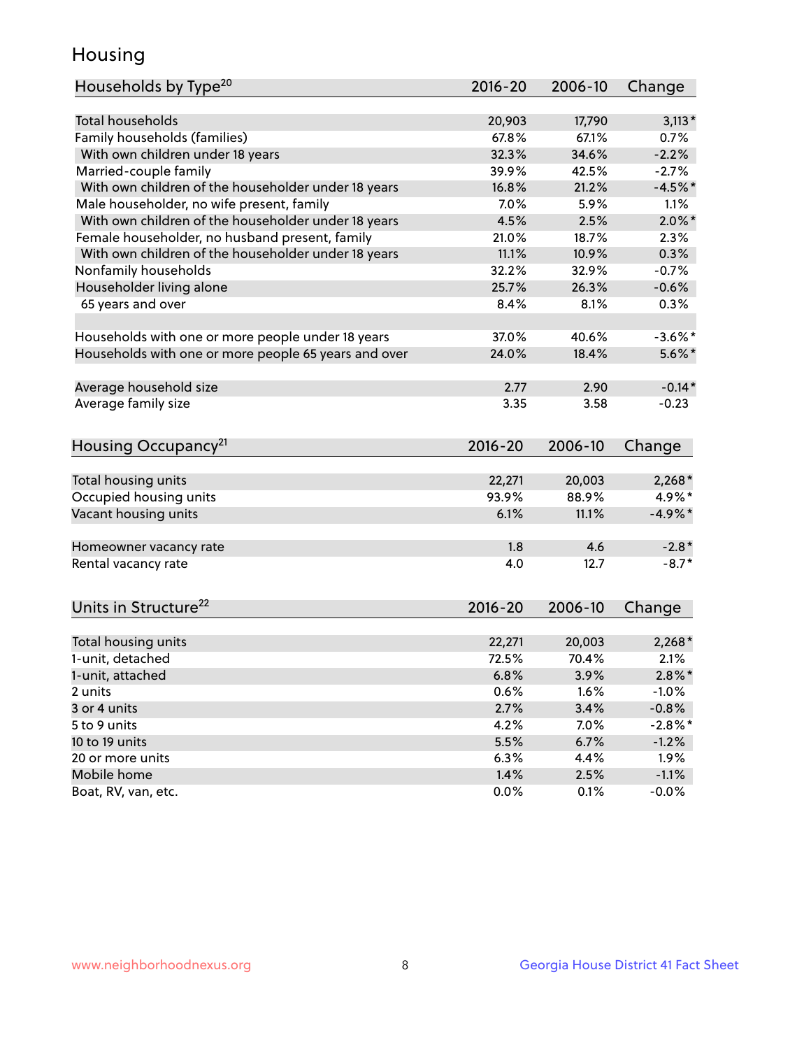# Housing

| Households by Type[20] | 2016-20 | 2006-10 | Change |
|---|---|---|---|
| Total households | 20,903 | 17,790 | 3,113* |
| Family households (families) | 67.8% | 67.1% | 0.7% |
| With own children under 18 years | 32.3% | 34.6% | -2.2% |
| Married-couple family | 39.9% | 42.5% | -2.7% |
| With own children of the householder under 18 years | 16.8% | 21.2% | -4.5%* |
| Male householder, no wife present, family | 7.0% | 5.9% | 1.1% |
| With own children of the householder under 18 years | 4.5% | 2.5% | 2.0%* |
| Female householder, no husband present, family | 21.0% | 18.7% | 2.3% |
| With own children of the householder under 18 years | 11.1% | 10.9% | 0.3% |
| Nonfamily households | 32.2% | 32.9% | -0.7% |
| Householder living alone | 25.7% | 26.3% | -0.6% |
| 65 years and over | 8.4% | 8.1% | 0.3% |
| | | | |
| Households with one or more people under 18 years | 37.0% | 40.6% | -3.6%* |
| Households with one or more people 65 years and over | 24.0% | 18.4% | 5.6%* |
| | | | |
| Average household size | 2.77 | 2.90 | -0.14* |
| Average family size | 3.35 | 3.58 | -0.23 |

| Housing Occupancy[21] | 2016-20 | 2006-10 | Change |
|---|---|---|---|
| Total housing units | 22,271 | 20,003 | 2,268* |
| Occupied housing units | 93.9% | 88.9% | 4.9%* |
| Vacant housing units | 6.1% | 11.1% | -4.9%* |
| | | | |
| Homeowner vacancy rate | 1.8 | 4.6 | -2.8* |
| Rental vacancy rate | 4.0 | 12.7 | -8.7* |

| Units in Structure[22] | 2016-20 | 2006-10 | Change |
|---|---|---|---|
| Total housing units | 22,271 | 20,003 | 2,268* |
| 1-unit, detached | 72.5% | 70.4% | 2.1% |
| 1-unit, attached | 6.8% | 3.9% | 2.8%* |
| 2 units | 0.6% | 1.6% | -1.0% |
| 3 or 4 units | 2.7% | 3.4% | -0.8% |
| 5 to 9 units | 4.2% | 7.0% | -2.8%* |
| 10 to 19 units | 5.5% | 6.7% | -1.2% |
| 20 or more units | 6.3% | 4.4% | 1.9% |
| Mobile home | 1.4% | 2.5% | -1.1% |
| Boat, RV, van, etc. | 0.0% | 0.1% | -0.0% |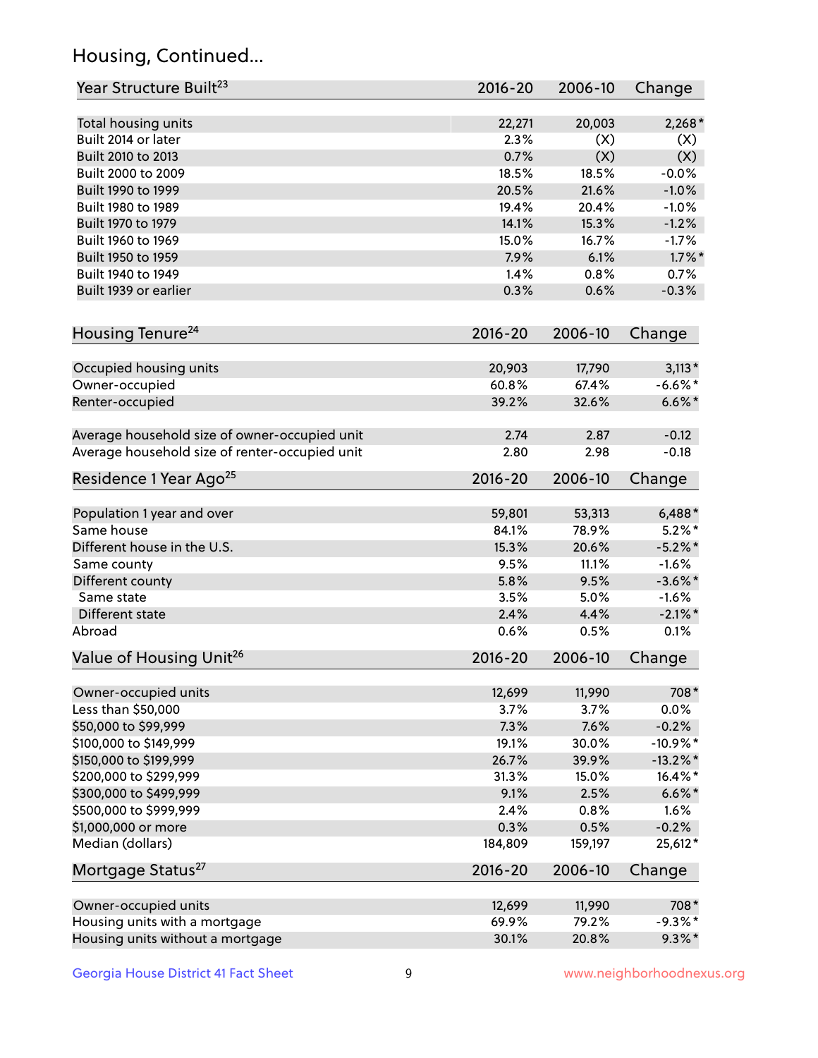## Housing, Continued...

| Year Structure Built[23] | 2016-20 | 2006-10 | Change |
|---|---|---|---|
| Total housing units | 22,271 | 20,003 | 2,268* |
| Built 2014 or later | 2.3% | (X) | (X) |
| Built 2010 to 2013 | 0.7% | (X) | (X) |
| Built 2000 to 2009 | 18.5% | 18.5% | -0.0% |
| Built 1990 to 1999 | 20.5% | 21.6% | -1.0% |
| Built 1980 to 1989 | 19.4% | 20.4% | -1.0% |
| Built 1970 to 1979 | 14.1% | 15.3% | -1.2% |
| Built 1960 to 1969 | 15.0% | 16.7% | -1.7% |
| Built 1950 to 1959 | 7.9% | 6.1% | 1.7%* |
| Built 1940 to 1949 | 1.4% | 0.8% | 0.7% |
| Built 1939 or earlier | 0.3% | 0.6% | -0.3% |

| Housing Tenure[24] | 2016-20 | 2006-10 | Change |
|---|---|---|---|
| Occupied housing units | 20,903 | 17,790 | 3,113* |
| Owner-occupied | 60.8% | 67.4% | -6.6%* |
| Renter-occupied | 39.2% | 32.6% | 6.6%* |
| Average household size of owner-occupied unit | 2.74 | 2.87 | -0.12 |
| Average household size of renter-occupied unit | 2.80 | 2.98 | -0.18 |

| Residence 1 Year Ago[25] | 2016-20 | 2006-10 | Change |
|---|---|---|---|
| Population 1 year and over | 59,801 | 53,313 | 6,488* |
| Same house | 84.1% | 78.9% | 5.2%* |
| Different house in the U.S. | 15.3% | 20.6% | -5.2%* |
| Same county | 9.5% | 11.1% | -1.6% |
| Different county | 5.8% | 9.5% | -3.6%* |
| Same state | 3.5% | 5.0% | -1.6% |
| Different state | 2.4% | 4.4% | -2.1%* |
| Abroad | 0.6% | 0.5% | 0.1% |

| Value of Housing Unit[26] | 2016-20 | 2006-10 | Change |
|---|---|---|---|
| Owner-occupied units | 12,699 | 11,990 | 708* |
| Less than $50,000 | 3.7% | 3.7% | 0.0% |
| $50,000 to $99,999 | 7.3% | 7.6% | -0.2% |
| $100,000 to $149,999 | 19.1% | 30.0% | -10.9%* |
| $150,000 to $199,999 | 26.7% | 39.9% | -13.2%* |
| $200,000 to $299,999 | 31.3% | 15.0% | 16.4%* |
| $300,000 to $499,999 | 9.1% | 2.5% | 6.6%* |
| $500,000 to $999,999 | 2.4% | 0.8% | 1.6% |
| $1,000,000 or more | 0.3% | 0.5% | -0.2% |
| Median (dollars) | 184,809 | 159,197 | 25,612* |

| Mortgage Status[27] | 2016-20 | 2006-10 | Change |
|---|---|---|---|
| Owner-occupied units | 12,699 | 11,990 | 708* |
| Housing units with a mortgage | 69.9% | 79.2% | -9.3%* |
| Housing units without a mortgage | 30.1% | 20.8% | 9.3%* |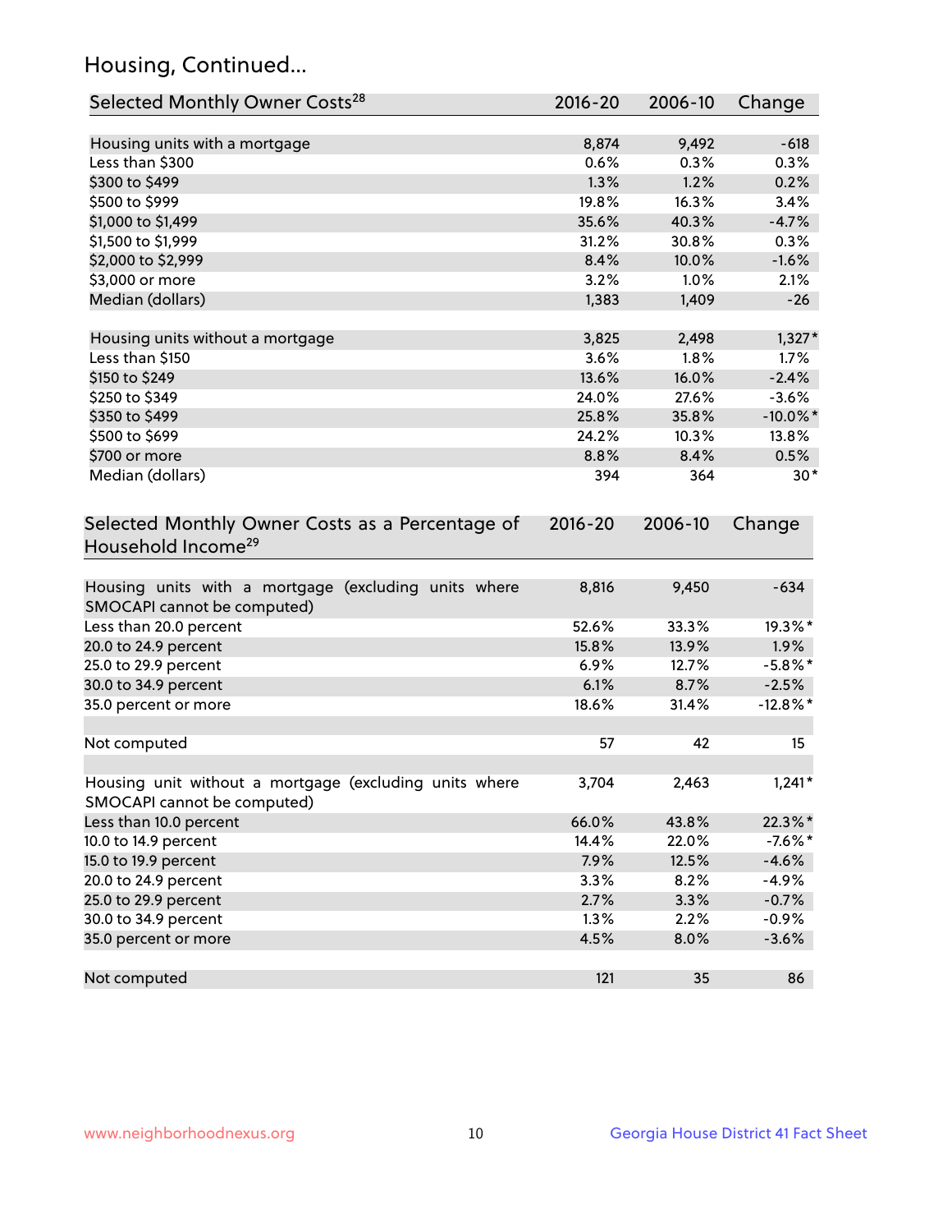## Housing, Continued...

| Selected Monthly Owner Costs[28] | 2016-20 | 2006-10 | Change |
|---|---|---|---|
| Housing units with a mortgage | 8,874 | 9,492 | -618 |
| Less than $300 | 0.6% | 0.3% | 0.3% |
| $300 to $499 | 1.3% | 1.2% | 0.2% |
| $500 to $999 | 19.8% | 16.3% | 3.4% |
| $1,000 to $1,499 | 35.6% | 40.3% | -4.7% |
| $1,500 to $1,999 | 31.2% | 30.8% | 0.3% |
| $2,000 to $2,999 | 8.4% | 10.0% | -1.6% |
| $3,000 or more | 3.2% | 1.0% | 2.1% |
| Median (dollars) | 1,383 | 1,409 | -26 |
| | | | |
| Housing units without a mortgage | 3,825 | 2,498 | 1,327* |
| Less than $150 | 3.6% | 1.8% | 1.7% |
| $150 to $249 | 13.6% | 16.0% | -2.4% |
| $250 to $349 | 24.0% | 27.6% | -3.6% |
| $350 to $499 | 25.8% | 35.8% | -10.0%* |
| $500 to $699 | 24.2% | 10.3% | 13.8% |
| $700 or more | 8.8% | 8.4% | 0.5% |
| Median (dollars) | 394 | 364 | 30* |

| Selected Monthly Owner Costs as a Percentage of Household Income[29] | 2016-20 | 2006-10 | Change |
|---|---|---|---|
| Housing units with a mortgage (excluding units where SMOCAPI cannot be computed) | 8,816 | 9,450 | -634 |
| Less than 20.0 percent | 52.6% | 33.3% | 19.3%* |
| 20.0 to 24.9 percent | 15.8% | 13.9% | 1.9% |
| 25.0 to 29.9 percent | 6.9% | 12.7% | -5.8%* |
| 30.0 to 34.9 percent | 6.1% | 8.7% | -2.5% |
| 35.0 percent or more | 18.6% | 31.4% | -12.8%* |
| | | | |
| Not computed | 57 | 42 | 15 |
| | | | |
| Housing unit without a mortgage (excluding units where SMOCAPI cannot be computed) | 3,704 | 2,463 | 1,241* |
| Less than 10.0 percent | 66.0% | 43.8% | 22.3%* |
| 10.0 to 14.9 percent | 14.4% | 22.0% | -7.6%* |
| 15.0 to 19.9 percent | 7.9% | 12.5% | -4.6% |
| 20.0 to 24.9 percent | 3.3% | 8.2% | -4.9% |
| 25.0 to 29.9 percent | 2.7% | 3.3% | -0.7% |
| 30.0 to 34.9 percent | 1.3% | 2.2% | -0.9% |
| 35.0 percent or more | 4.5% | 8.0% | -3.6% |
| | | | |
| Not computed | 121 | 35 | 86 |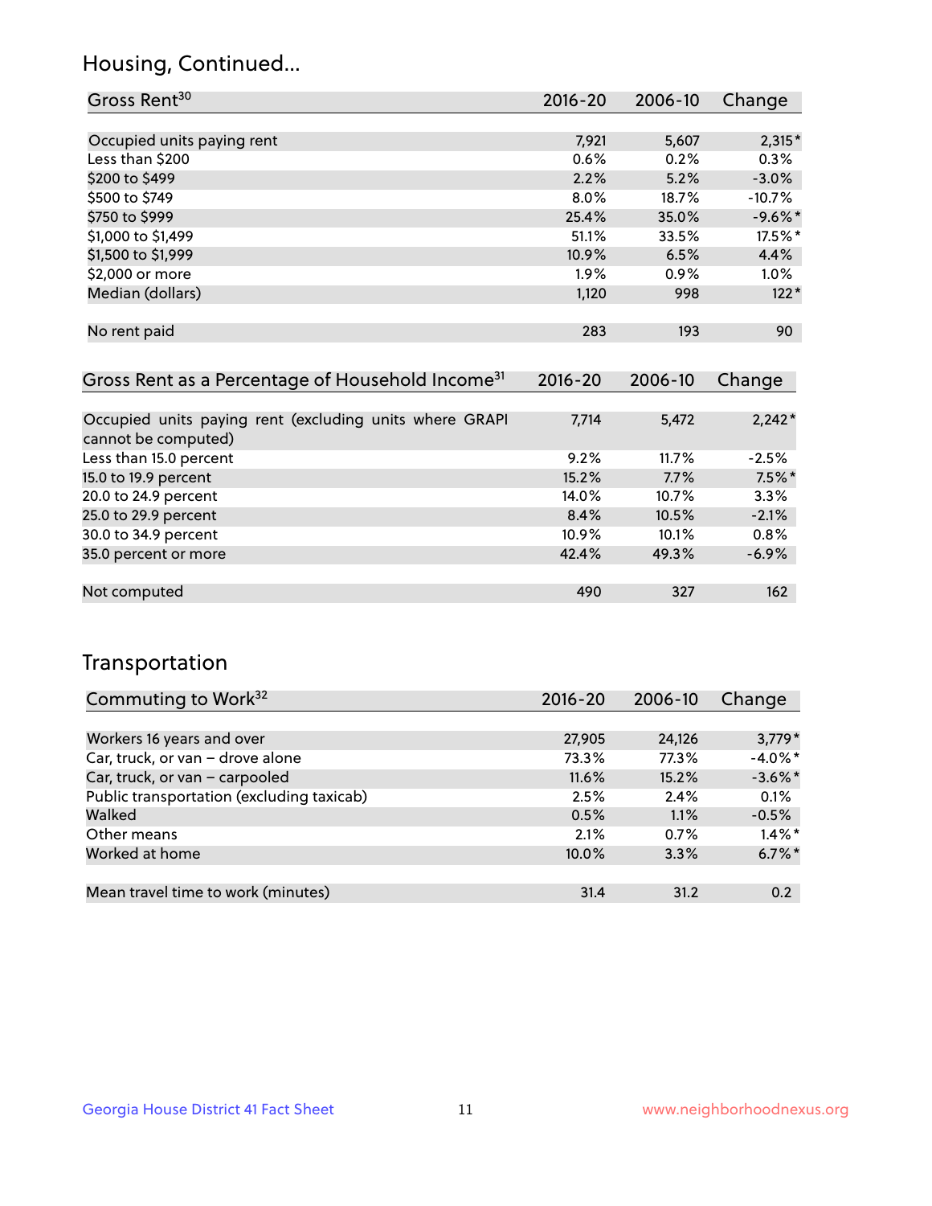## Housing, Continued...

| Gross Rent[30] | 2016-20 | 2006-10 | Change |
|---|---|---|---|
| Occupied units paying rent | 7,921 | 5,607 | 2,315* |
| Less than $200 | 0.6% | 0.2% | 0.3% |
| $200 to $499 | 2.2% | 5.2% | -3.0% |
| $500 to $749 | 8.0% | 18.7% | -10.7% |
| $750 to $999 | 25.4% | 35.0% | -9.6%* |
| $1,000 to $1,499 | 51.1% | 33.5% | 17.5%* |
| $1,500 to $1,999 | 10.9% | 6.5% | 4.4% |
| $2,000 or more | 1.9% | 0.9% | 1.0% |
| Median (dollars) | 1,120 | 998 | 122* |
| No rent paid | 283 | 193 | 90 |

| Gross Rent as a Percentage of Household Income[31] | 2016-20 | 2006-10 | Change |
|---|---|---|---|
| Occupied units paying rent (excluding units where GRAPI cannot be computed) | 7,714 | 5,472 | 2,242* |
| Less than 15.0 percent | 9.2% | 11.7% | -2.5% |
| 15.0 to 19.9 percent | 15.2% | 7.7% | 7.5%* |
| 20.0 to 24.9 percent | 14.0% | 10.7% | 3.3% |
| 25.0 to 29.9 percent | 8.4% | 10.5% | -2.1% |
| 30.0 to 34.9 percent | 10.9% | 10.1% | 0.8% |
| 35.0 percent or more | 42.4% | 49.3% | -6.9% |
| Not computed | 490 | 327 | 162 |

## Transportation

| Commuting to Work[32] | 2016-20 | 2006-10 | Change |
|---|---|---|---|
| Workers 16 years and over | 27,905 | 24,126 | 3,779* |
| Car, truck, or van – drove alone | 73.3% | 77.3% | -4.0%* |
| Car, truck, or van – carpooled | 11.6% | 15.2% | -3.6%* |
| Public transportation (excluding taxicab) | 2.5% | 2.4% | 0.1% |
| Walked | 0.5% | 1.1% | -0.5% |
| Other means | 2.1% | 0.7% | 1.4%* |
| Worked at home | 10.0% | 3.3% | 6.7%* |
| Mean travel time to work (minutes) | 31.4 | 31.2 | 0.2 |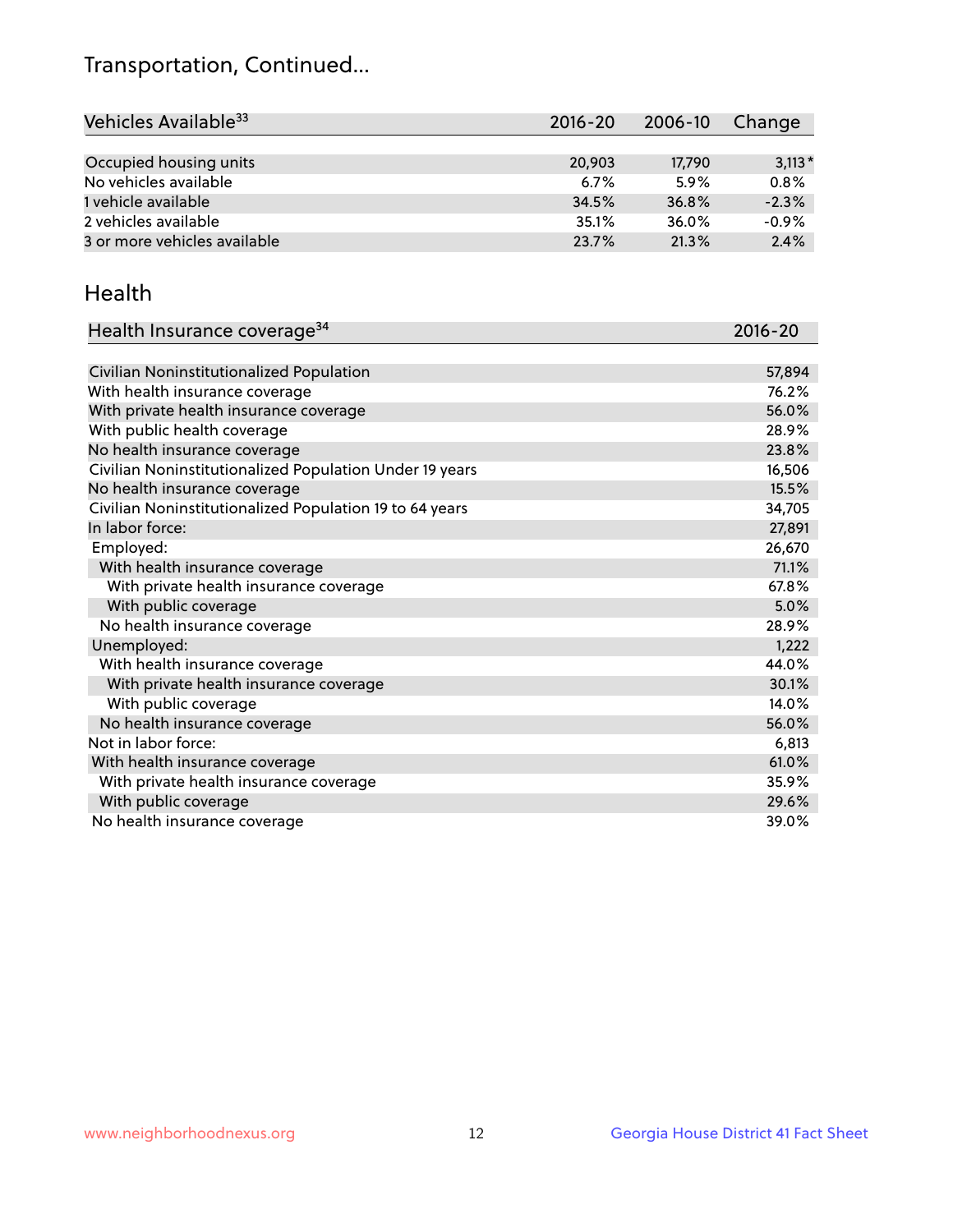# Transportation, Continued...

| Vehicles Available[33] | 2016-20 | 2006-10 | Change |
|---|---|---|---|
| Occupied housing units | 20,903 | 17,790 | 3,113* |
| No vehicles available | 6.7% | 5.9% | 0.8% |
| 1 vehicle available | 34.5% | 36.8% | -2.3% |
| 2 vehicles available | 35.1% | 36.0% | -0.9% |
| 3 or more vehicles available | 23.7% | 21.3% | 2.4% |

## Health

| Health Insurance coverage[34] | 2016-20 |
|---|---|
| Civilian Noninstitutionalized Population | 57,894 |
| With health insurance coverage | 76.2% |
| With private health insurance coverage | 56.0% |
| With public health coverage | 28.9% |
| No health insurance coverage | 23.8% |
| Civilian Noninstitutionalized Population Under 19 years | 16,506 |
| No health insurance coverage | 15.5% |
| Civilian Noninstitutionalized Population 19 to 64 years | 34,705 |
| In labor force: | 27,891 |
| Employed: | 26,670 |
| With health insurance coverage | 71.1% |
| With private health insurance coverage | 67.8% |
| With public coverage | 5.0% |
| No health insurance coverage | 28.9% |
| Unemployed: | 1,222 |
| With health insurance coverage | 44.0% |
| With private health insurance coverage | 30.1% |
| With public coverage | 14.0% |
| No health insurance coverage | 56.0% |
| Not in labor force: | 6,813 |
| With health insurance coverage | 61.0% |
| With private health insurance coverage | 35.9% |
| With public coverage | 29.6% |
| No health insurance coverage | 39.0% |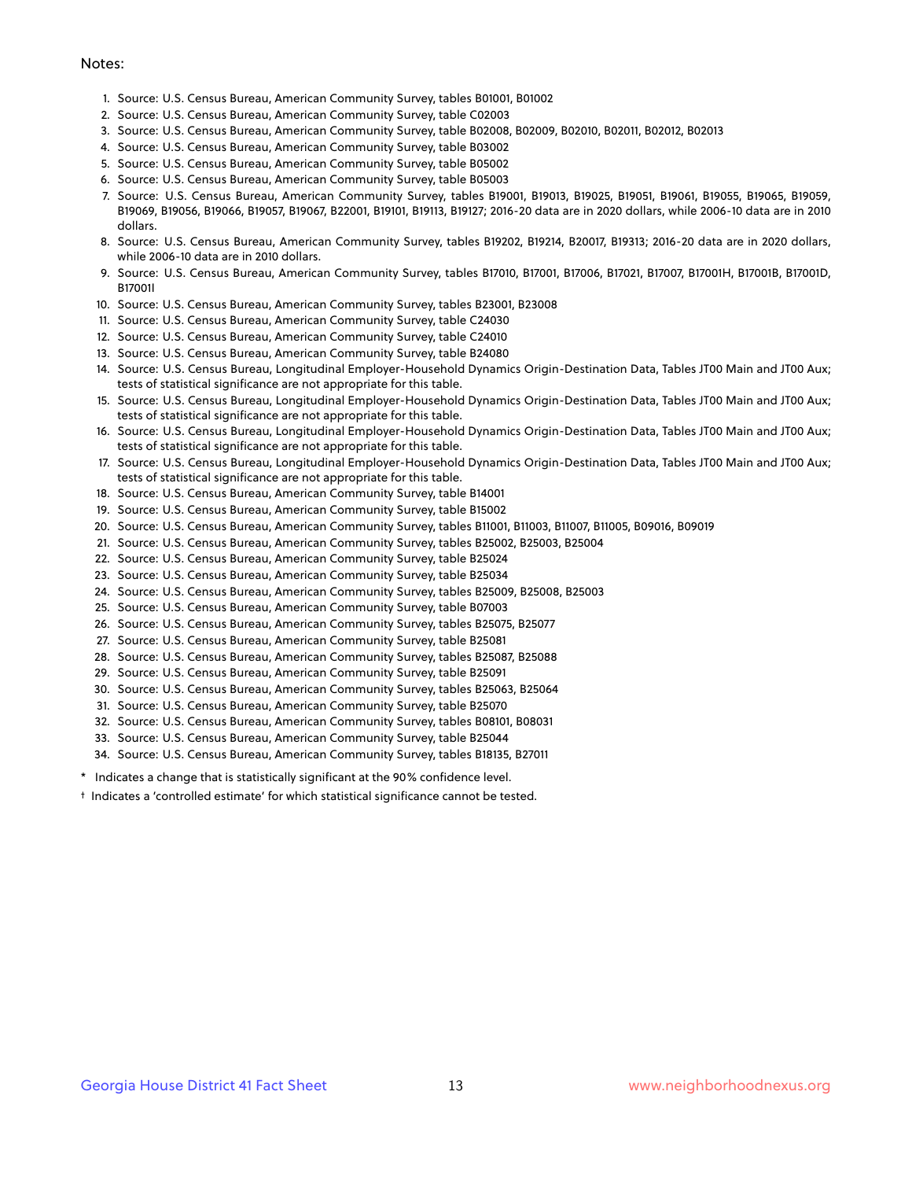Notes:

1. Source: U.S. Census Bureau, American Community Survey, tables B01001, B01002
2. Source: U.S. Census Bureau, American Community Survey, table C02003
3. Source: U.S. Census Bureau, American Community Survey, table B02008, B02009, B02010, B02011, B02012, B02013
4. Source: U.S. Census Bureau, American Community Survey, table B03002
5. Source: U.S. Census Bureau, American Community Survey, table B05002
6. Source: U.S. Census Bureau, American Community Survey, table B05003
7. Source: U.S. Census Bureau, American Community Survey, tables B19001, B19013, B19025, B19051, B19061, B19055, B19065, B19059, B19069, B19056, B19066, B19057, B19067, B22001, B19101, B19113, B19127; 2016-20 data are in 2020 dollars, while 2006-10 data are in 2010 dollars.
8. Source: U.S. Census Bureau, American Community Survey, tables B19202, B19214, B20017, B19313; 2016-20 data are in 2020 dollars, while 2006-10 data are in 2010 dollars.
9. Source: U.S. Census Bureau, American Community Survey, tables B17010, B17001, B17006, B17021, B17007, B17001H, B17001B, B17001D, B17001I
10. Source: U.S. Census Bureau, American Community Survey, tables B23001, B23008
11. Source: U.S. Census Bureau, American Community Survey, table C24030
12. Source: U.S. Census Bureau, American Community Survey, table C24010
13. Source: U.S. Census Bureau, American Community Survey, table B24080
14. Source: U.S. Census Bureau, Longitudinal Employer-Household Dynamics Origin-Destination Data, Tables JT00 Main and JT00 Aux; tests of statistical significance are not appropriate for this table.
15. Source: U.S. Census Bureau, Longitudinal Employer-Household Dynamics Origin-Destination Data, Tables JT00 Main and JT00 Aux; tests of statistical significance are not appropriate for this table.
16. Source: U.S. Census Bureau, Longitudinal Employer-Household Dynamics Origin-Destination Data, Tables JT00 Main and JT00 Aux; tests of statistical significance are not appropriate for this table.
17. Source: U.S. Census Bureau, Longitudinal Employer-Household Dynamics Origin-Destination Data, Tables JT00 Main and JT00 Aux; tests of statistical significance are not appropriate for this table.
18. Source: U.S. Census Bureau, American Community Survey, table B14001
19. Source: U.S. Census Bureau, American Community Survey, table B15002
20. Source: U.S. Census Bureau, American Community Survey, tables B11001, B11003, B11007, B11005, B09016, B09019
21. Source: U.S. Census Bureau, American Community Survey, tables B25002, B25003, B25004
22. Source: U.S. Census Bureau, American Community Survey, table B25024
23. Source: U.S. Census Bureau, American Community Survey, table B25034
24. Source: U.S. Census Bureau, American Community Survey, tables B25009, B25008, B25003
25. Source: U.S. Census Bureau, American Community Survey, table B07003
26. Source: U.S. Census Bureau, American Community Survey, tables B25075, B25077
27. Source: U.S. Census Bureau, American Community Survey, table B25081
28. Source: U.S. Census Bureau, American Community Survey, tables B25087, B25088
29. Source: U.S. Census Bureau, American Community Survey, table B25091
30. Source: U.S. Census Bureau, American Community Survey, tables B25063, B25064
31. Source: U.S. Census Bureau, American Community Survey, table B25070
32. Source: U.S. Census Bureau, American Community Survey, tables B08101, B08031
33. Source: U.S. Census Bureau, American Community Survey, table B25044
34. Source: U.S. Census Bureau, American Community Survey, tables B18135, B27011

\* Indicates a change that is statistically significant at the 90% confidence level.

† Indicates a 'controlled estimate' for which statistical significance cannot be tested.